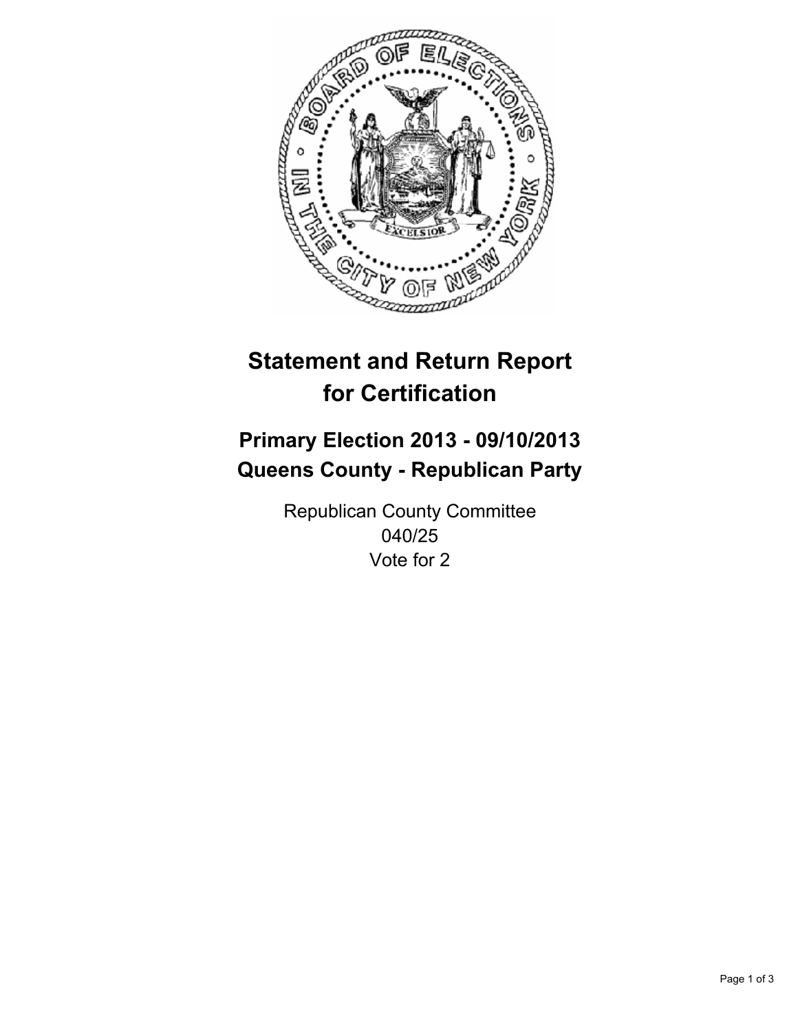# Statement and Return Report for Certification

## Primary Election 2013 - 09/10/2013
## Queens County - Republican Party

Republican County Committee
040/25
Vote for 2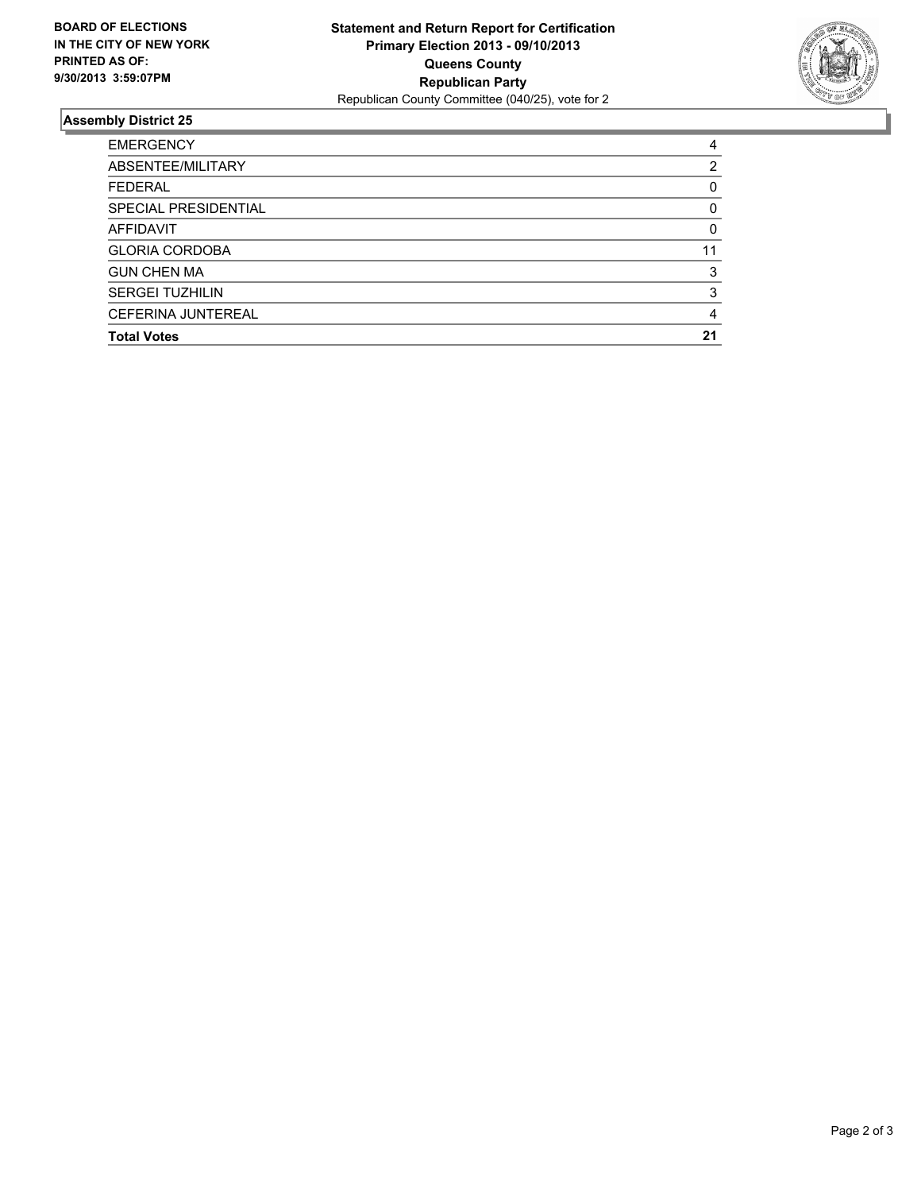**BOARD OF ELECTIONS IN THE CITY OF NEW YORK PRINTED AS OF: 9/30/2013 3:59:07PM**

**Statement and Return Report for Certification**
**Primary Election 2013 - 09/10/2013**
**Queens County**
**Republican Party**
Republican County Committee (040/25), vote for 2

## Assembly District 25

| | |
|---|---|
| EMERGENCY | 4 |
| ABSENTEE/MILITARY | 2 |
| FEDERAL | 0 |
| SPECIAL PRESIDENTIAL | 0 |
| AFFIDAVIT | 0 |
| GLORIA CORDOBA | 11 |
| GUN CHEN MA | 3 |
| SERGEI TUZHILIN | 3 |
| CEFERINA JUNTEREAL | 4 |
| **Total Votes** | **21** |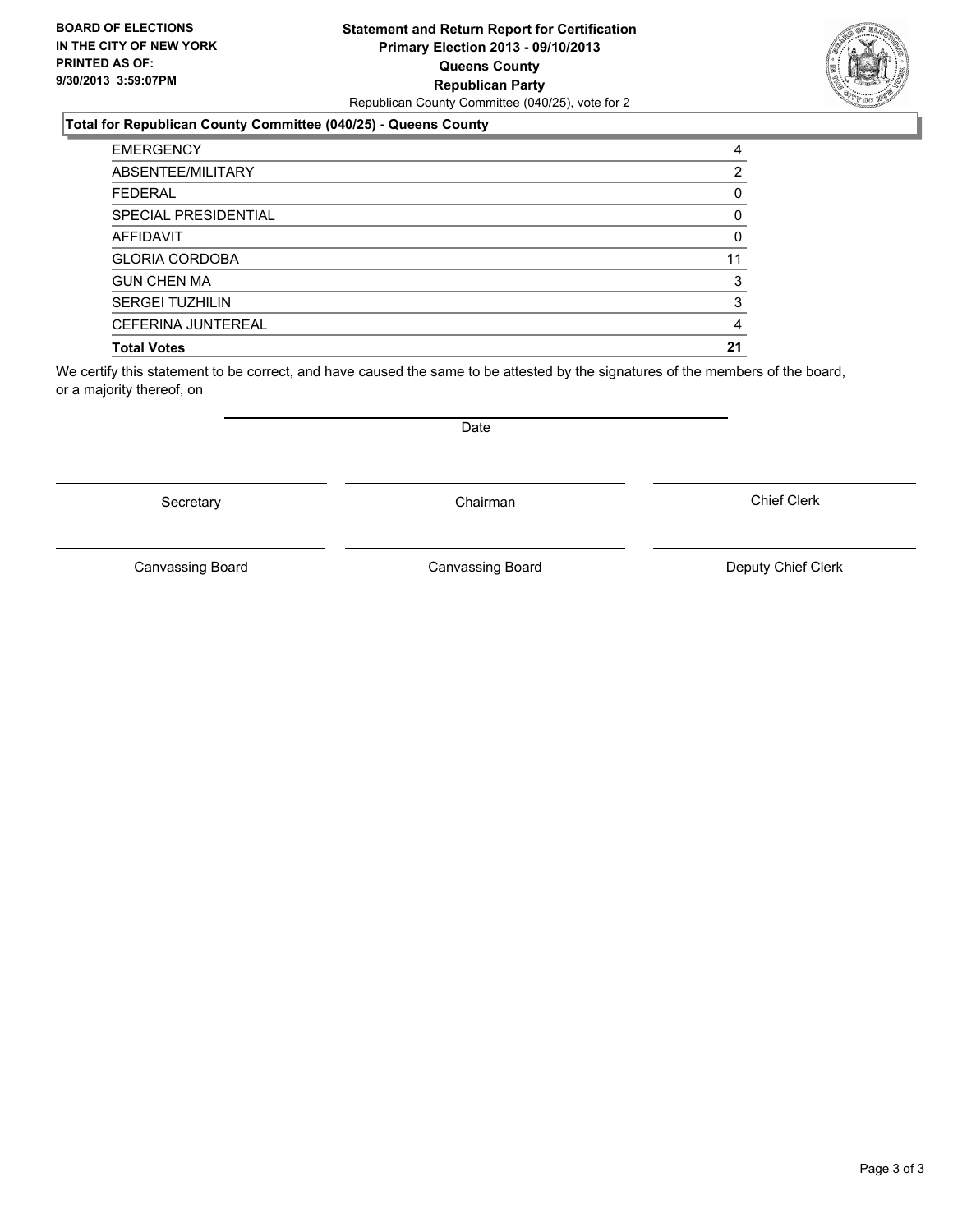**BOARD OF ELECTIONS IN THE CITY OF NEW YORK PRINTED AS OF: 9/30/2013 3:59:07PM**

**Statement and Return Report for Certification**
**Primary Election 2013 - 09/10/2013**
**Queens County**
**Republican Party**
Republican County Committee (040/25), vote for 2

**Total for Republican County Committee (040/25) - Queens County**

| | |
|---|---|
| EMERGENCY | 4 |
| ABSENTEE/MILITARY | 2 |
| FEDERAL | 0 |
| SPECIAL PRESIDENTIAL | 0 |
| AFFIDAVIT | 0 |
| GLORIA CORDOBA | 11 |
| GUN CHEN MA | 3 |
| SERGEI TUZHILIN | 3 |
| CEFERINA JUNTEREAL | 4 |
| **Total Votes** | **21** |

We certify this statement to be correct, and have caused the same to be attested by the signatures of the members of the board, or a majority thereof, on

Date

Secretary | Chairman | Chief Clerk

Canvassing Board | Canvassing Board | Deputy Chief Clerk